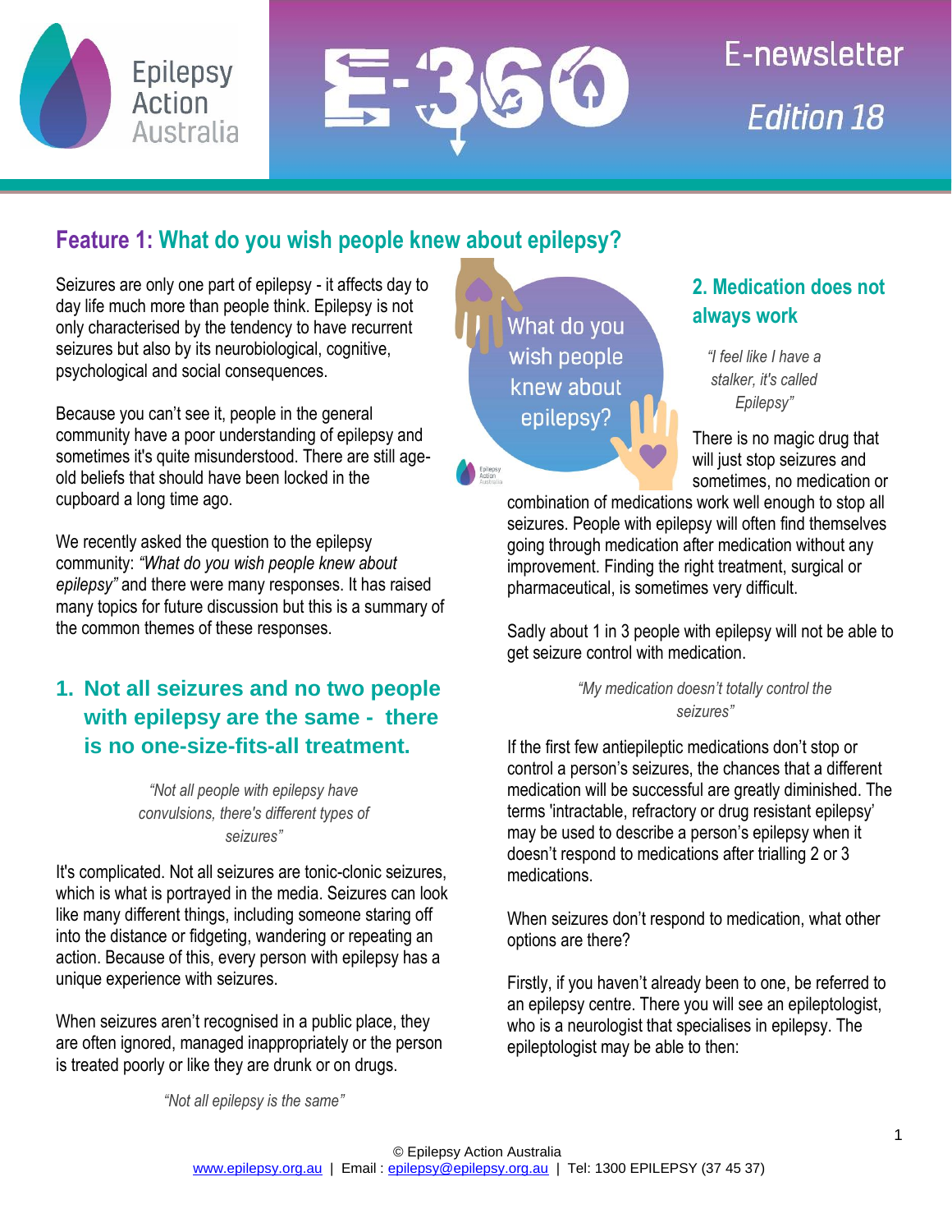Epilepsy Action Australia

E-360 E-newsletter Edition 18

## Feature 1: What do you wish people knew about epilepsy?

Seizures are only one part of epilepsy - it affects day to day life much more than people think. Epilepsy is not only characterised by the tendency to have recurrent seizures but also by its neurobiological, cognitive, psychological and social consequences.

Because you can't see it, people in the general community have a poor understanding of epilepsy and sometimes it's quite misunderstood. There are still age-old beliefs that should have been locked in the cupboard a long time ago.

We recently asked the question to the epilepsy community: *"What do you wish people knew about epilepsy"* and there were many responses. It has raised many topics for future discussion but this is a summary of the common themes of these responses.

### 1. Not all seizures and no two people with epilepsy are the same - there is no one-size-fits-all treatment.

*"Not all people with epilepsy have convulsions, there's different types of seizures"*

It's complicated. Not all seizures are tonic-clonic seizures, which is what is portrayed in the media. Seizures can look like many different things, including someone staring off into the distance or fidgeting, wandering or repeating an action. Because of this, every person with epilepsy has a unique experience with seizures.

When seizures aren't recognised in a public place, they are often ignored, managed inappropriately or the person is treated poorly or like they are drunk or on drugs.

*"Not all epilepsy is the same"*

What do you wish people knew about epilepsy?

### 2. Medication does not always work

*"I feel like I have a stalker, it's called Epilepsy"*

There is no magic drug that will just stop seizures and sometimes, no medication or combination of medications work well enough to stop all seizures. People with epilepsy will often find themselves going through medication after medication without any improvement. Finding the right treatment, surgical or pharmaceutical, is sometimes very difficult.

Sadly about 1 in 3 people with epilepsy will not be able to get seizure control with medication.

*"My medication doesn't totally control the seizures"*

If the first few antiepileptic medications don't stop or control a person's seizures, the chances that a different medication will be successful are greatly diminished. The terms 'intractable, refractory or drug resistant epilepsy' may be used to describe a person's epilepsy when it doesn't respond to medications after trialling 2 or 3 medications.

When seizures don't respond to medication, what other options are there?

Firstly, if you haven't already been to one, be referred to an epilepsy centre. There you will see an epileptologist, who is a neurologist that specialises in epilepsy. The epileptologist may be able to then: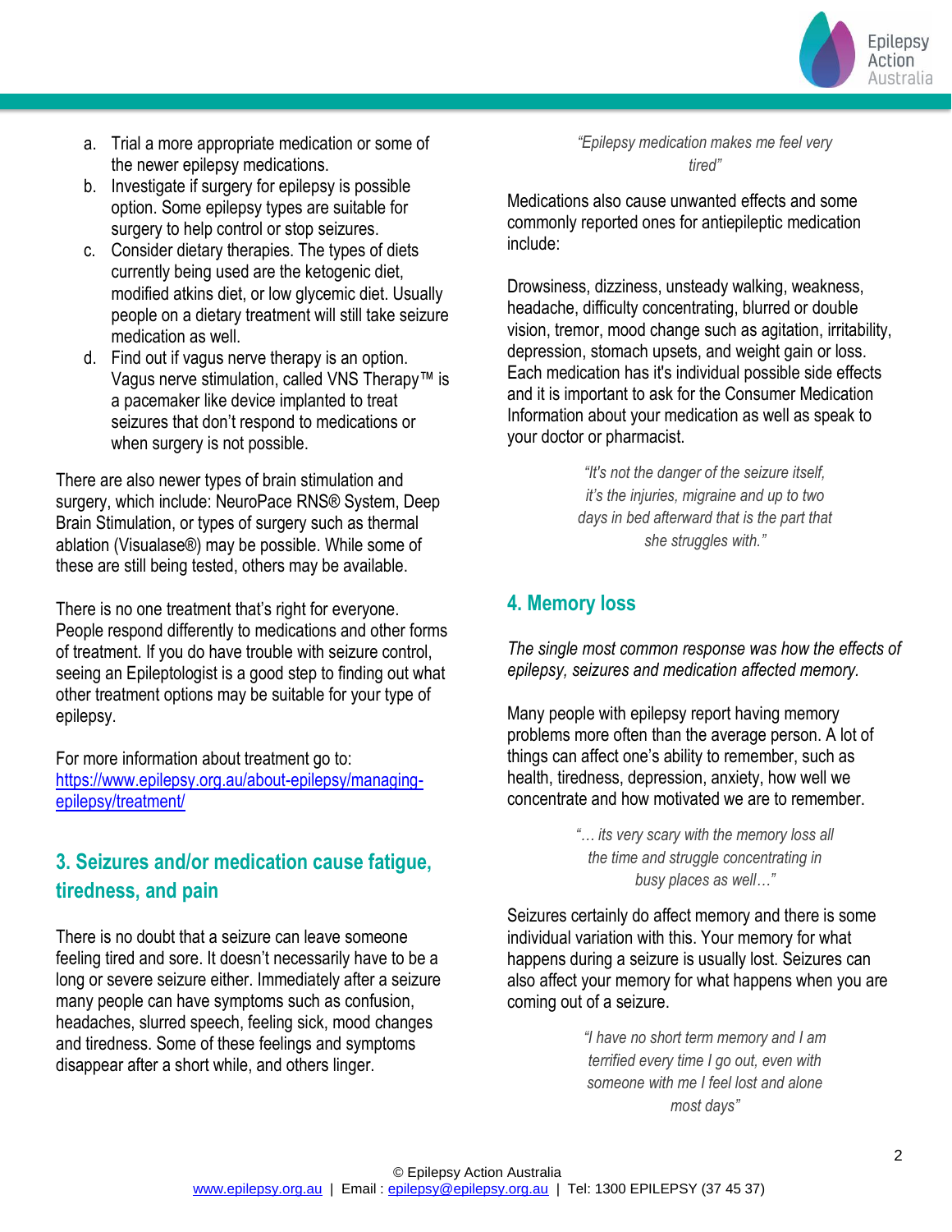a. Trial a more appropriate medication or some of the newer epilepsy medications.
b. Investigate if surgery for epilepsy is possible option. Some epilepsy types are suitable for surgery to help control or stop seizures.
c. Consider dietary therapies. The types of diets currently being used are the ketogenic diet, modified atkins diet, or low glycemic diet. Usually people on a dietary treatment will still take seizure medication as well.
d. Find out if vagus nerve therapy is an option. Vagus nerve stimulation, called VNS Therapy™ is a pacemaker like device implanted to treat seizures that don't respond to medications or when surgery is not possible.

There are also newer types of brain stimulation and surgery, which include: NeuroPace RNS® System, Deep Brain Stimulation, or types of surgery such as thermal ablation (Visualase®) may be possible. While some of these are still being tested, others may be available.

There is no one treatment that's right for everyone. People respond differently to medications and other forms of treatment. If you do have trouble with seizure control, seeing an Epileptologist is a good step to finding out what other treatment options may be suitable for your type of epilepsy.

For more information about treatment go to: [https://www.epilepsy.org.au/about-epilepsy/managing-epilepsy/treatment/](https://www.epilepsy.org.au/about-epilepsy/managing-epilepsy/treatment/)

## 3. Seizures and/or medication cause fatigue, tiredness, and pain

There is no doubt that a seizure can leave someone feeling tired and sore. It doesn't necessarily have to be a long or severe seizure either. Immediately after a seizure many people can have symptoms such as confusion, headaches, slurred speech, feeling sick, mood changes and tiredness. Some of these feelings and symptoms disappear after a short while, and others linger.

*"Epilepsy medication makes me feel very tired"*

Medications also cause unwanted effects and some commonly reported ones for antiepileptic medication include:

Drowsiness, dizziness, unsteady walking, weakness, headache, difficulty concentrating, blurred or double vision, tremor, mood change such as agitation, irritability, depression, stomach upsets, and weight gain or loss. Each medication has it's individual possible side effects and it is important to ask for the Consumer Medication Information about your medication as well as speak to your doctor or pharmacist.

*"It's not the danger of the seizure itself, it's the injuries, migraine and up to two days in bed afterward that is the part that she struggles with."*

## 4. Memory loss

*The single most common response was how the effects of epilepsy, seizures and medication affected memory.*

Many people with epilepsy report having memory problems more often than the average person. A lot of things can affect one's ability to remember, such as health, tiredness, depression, anxiety, how well we concentrate and how motivated we are to remember.

*"… its very scary with the memory loss all the time and struggle concentrating in busy places as well…"*

Seizures certainly do affect memory and there is some individual variation with this. Your memory for what happens during a seizure is usually lost. Seizures can also affect your memory for what happens when you are coming out of a seizure.

*"I have no short term memory and I am terrified every time I go out, even with someone with me I feel lost and alone most days"*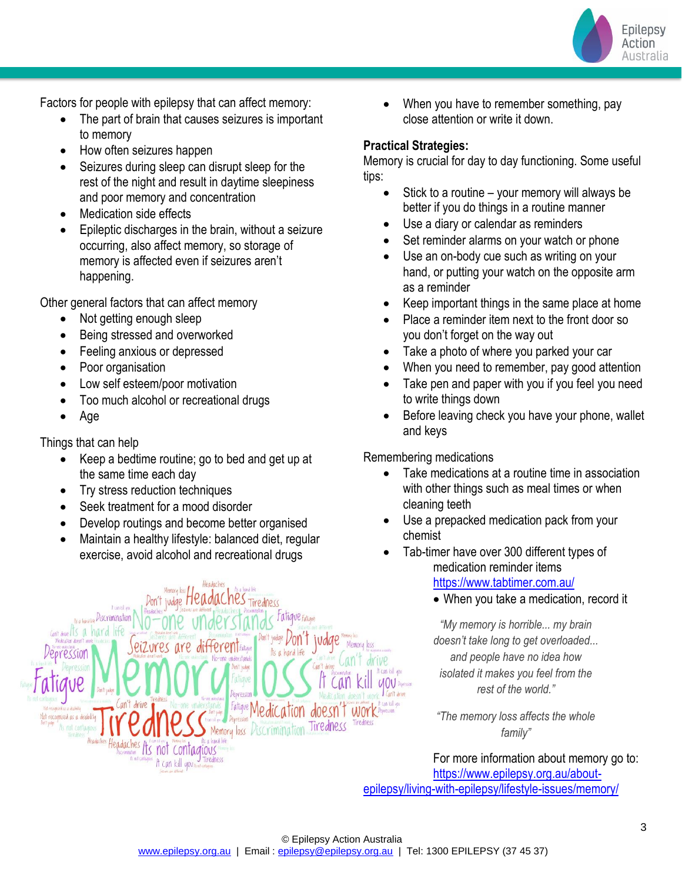Factors for people with epilepsy that can affect memory:

- The part of brain that causes seizures is important to memory
- How often seizures happen
- Seizures during sleep can disrupt sleep for the rest of the night and result in daytime sleepiness and poor memory and concentration
- Medication side effects
- Epileptic discharges in the brain, without a seizure occurring, also affect memory, so storage of memory is affected even if seizures aren't happening.

Other general factors that can affect memory

- Not getting enough sleep
- Being stressed and overworked
- Feeling anxious or depressed
- Poor organisation
- Low self esteem/poor motivation
- Too much alcohol or recreational drugs
- Age

Things that can help

- Keep a bedtime routine; go to bed and get up at the same time each day
- Try stress reduction techniques
- Seek treatment for a mood disorder
- Develop routings and become better organised
- Maintain a healthy lifestyle: balanced diet, regular exercise, avoid alcohol and recreational drugs
- When you have to remember something, pay close attention or write it down.

**Practical Strategies:**

Memory is crucial for day to day functioning. Some useful tips:

- Stick to a routine – your memory will always be better if you do things in a routine manner
- Use a diary or calendar as reminders
- Set reminder alarms on your watch or phone
- Use an on-body cue such as writing on your hand, or putting your watch on the opposite arm as a reminder
- Keep important things in the same place at home
- Place a reminder item next to the front door so you don't forget on the way out
- Take a photo of where you parked your car
- When you need to remember, pay good attention
- Take pen and paper with you if you feel you need to write things down
- Before leaving check you have your phone, wallet and keys

Remembering medications

- Take medications at a routine time in association with other things such as meal times or when cleaning teeth
- Use a prepacked medication pack from your chemist
- Tab-timer have over 300 different types of medication reminder items https://www.tabtimer.com.au/
- When you take a medication, record it

*"My memory is horrible... my brain doesn't take long to get overloaded... and people have no idea how isolated it makes you feel from the rest of the world."*

*"The memory loss affects the whole family"*

For more information about memory go to: https://www.epilepsy.org.au/about-epilepsy/living-with-epilepsy/lifestyle-issues/memory/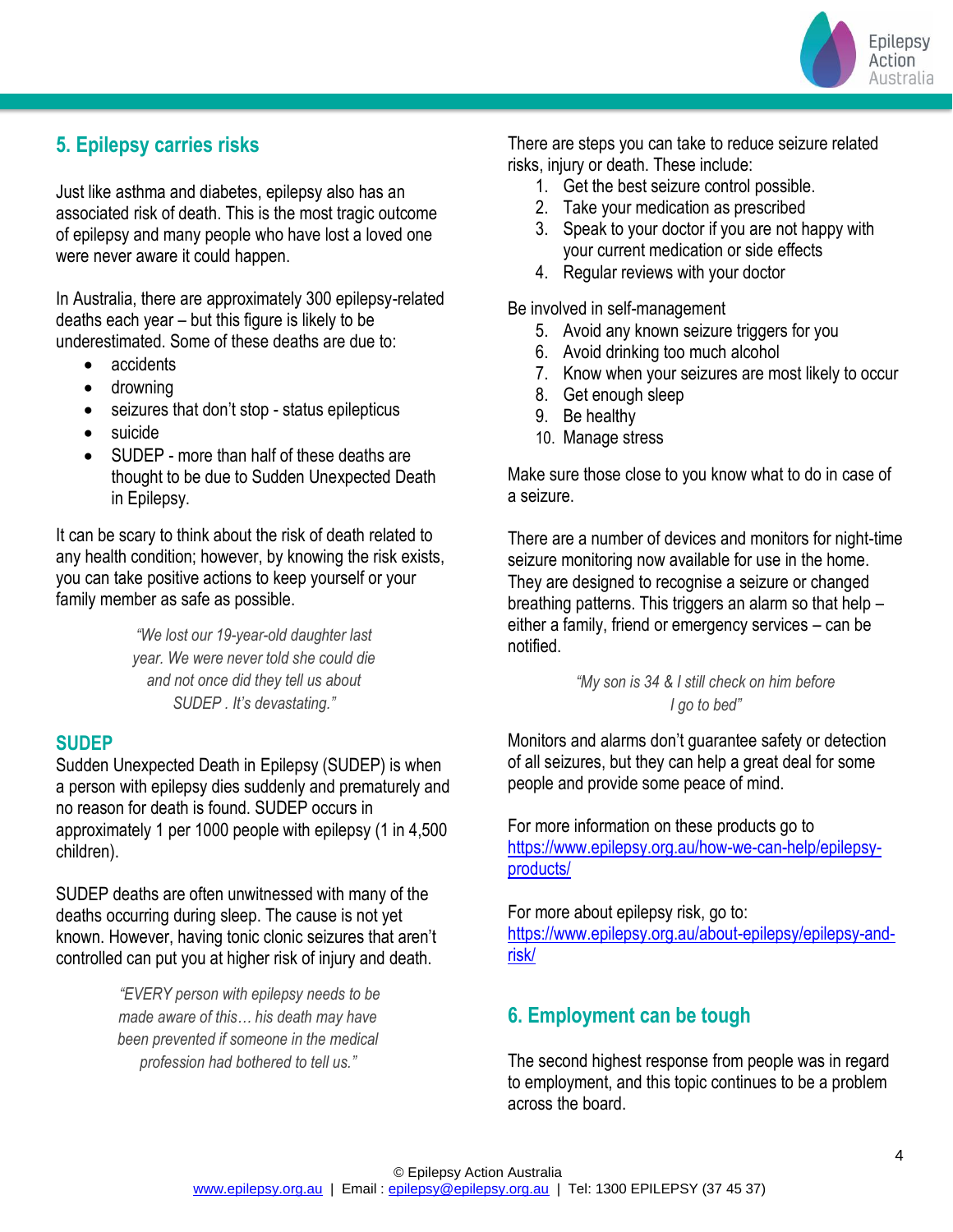## 5. Epilepsy carries risks

Just like asthma and diabetes, epilepsy also has an associated risk of death. This is the most tragic outcome of epilepsy and many people who have lost a loved one were never aware it could happen.

In Australia, there are approximately 300 epilepsy-related deaths each year – but this figure is likely to be underestimated. Some of these deaths are due to:

- accidents
- drowning
- seizures that don't stop - status epilepticus
- suicide
- SUDEP - more than half of these deaths are thought to be due to Sudden Unexpected Death in Epilepsy.

It can be scary to think about the risk of death related to any health condition; however, by knowing the risk exists, you can take positive actions to keep yourself or your family member as safe as possible.

> *"We lost our 19-year-old daughter last year. We were never told she could die and not once did they tell us about SUDEP . It's devastating."*

### SUDEP

Sudden Unexpected Death in Epilepsy (SUDEP) is when a person with epilepsy dies suddenly and prematurely and no reason for death is found. SUDEP occurs in approximately 1 per 1000 people with epilepsy (1 in 4,500 children).

SUDEP deaths are often unwitnessed with many of the deaths occurring during sleep. The cause is not yet known. However, having tonic clonic seizures that aren't controlled can put you at higher risk of injury and death.

> *"EVERY person with epilepsy needs to be made aware of this… his death may have been prevented if someone in the medical profession had bothered to tell us."*

There are steps you can take to reduce seizure related risks, injury or death. These include:

1. Get the best seizure control possible.
2. Take your medication as prescribed
3. Speak to your doctor if you are not happy with your current medication or side effects
4. Regular reviews with your doctor

Be involved in self-management

5. Avoid any known seizure triggers for you
6. Avoid drinking too much alcohol
7. Know when your seizures are most likely to occur
8. Get enough sleep
9. Be healthy
10. Manage stress

Make sure those close to you know what to do in case of a seizure.

There are a number of devices and monitors for night-time seizure monitoring now available for use in the home. They are designed to recognise a seizure or changed breathing patterns. This triggers an alarm so that help – either a family, friend or emergency services – can be notified.

> *"My son is 34 & I still check on him before I go to bed"*

Monitors and alarms don't guarantee safety or detection of all seizures, but they can help a great deal for some people and provide some peace of mind.

For more information on these products go to https://www.epilepsy.org.au/how-we-can-help/epilepsy-products/

For more about epilepsy risk, go to: https://www.epilepsy.org.au/about-epilepsy/epilepsy-and-risk/

## 6. Employment can be tough

The second highest response from people was in regard to employment, and this topic continues to be a problem across the board.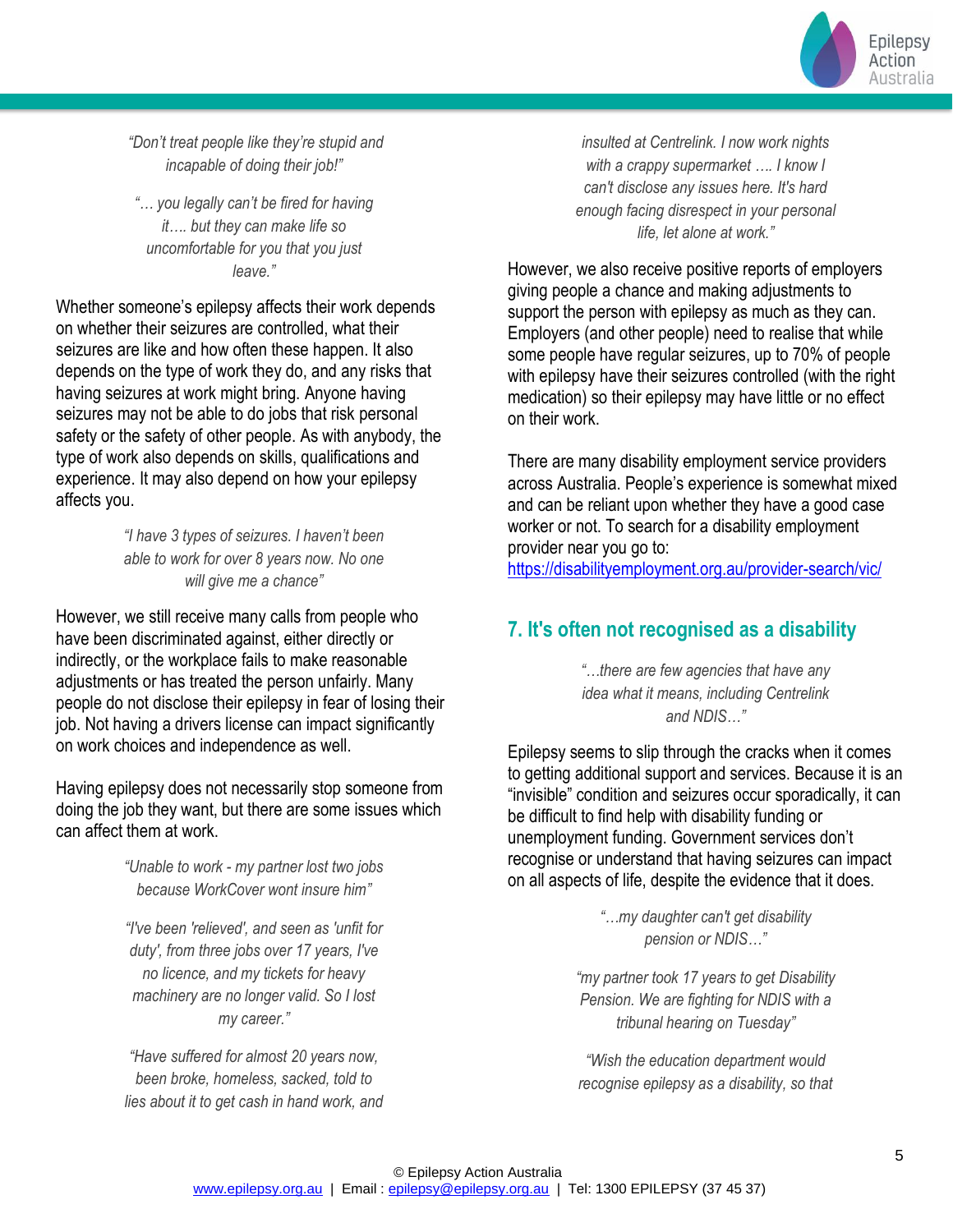*"Don't treat people like they're stupid and incapable of doing their job!"*

*"… you legally can't be fired for having it…. but they can make life so uncomfortable for you that you just leave."*

Whether someone's epilepsy affects their work depends on whether their seizures are controlled, what their seizures are like and how often these happen. It also depends on the type of work they do, and any risks that having seizures at work might bring. Anyone having seizures may not be able to do jobs that risk personal safety or the safety of other people. As with anybody, the type of work also depends on skills, qualifications and experience. It may also depend on how your epilepsy affects you.

*"I have 3 types of seizures. I haven't been able to work for over 8 years now. No one will give me a chance"*

However, we still receive many calls from people who have been discriminated against, either directly or indirectly, or the workplace fails to make reasonable adjustments or has treated the person unfairly. Many people do not disclose their epilepsy in fear of losing their job. Not having a drivers license can impact significantly on work choices and independence as well.

Having epilepsy does not necessarily stop someone from doing the job they want, but there are some issues which can affect them at work.

*"Unable to work - my partner lost two jobs because WorkCover wont insure him"*

*"I've been 'relieved', and seen as 'unfit for duty', from three jobs over 17 years, I've no licence, and my tickets for heavy machinery are no longer valid. So I lost my career."*

*"Have suffered for almost 20 years now, been broke, homeless, sacked, told to lies about it to get cash in hand work, and insulted at Centrelink. I now work nights with a crappy supermarket …. I know I can't disclose any issues here. It's hard enough facing disrespect in your personal life, let alone at work."*

However, we also receive positive reports of employers giving people a chance and making adjustments to support the person with epilepsy as much as they can. Employers (and other people) need to realise that while some people have regular seizures, up to 70% of people with epilepsy have their seizures controlled (with the right medication) so their epilepsy may have little or no effect on their work.

There are many disability employment service providers across Australia. People's experience is somewhat mixed and can be reliant upon whether they have a good case worker or not. To search for a disability employment provider near you go to: https://disabilityemployment.org.au/provider-search/vic/

## 7. It's often not recognised as a disability

*"…there are few agencies that have any idea what it means, including Centrelink and NDIS…"*

Epilepsy seems to slip through the cracks when it comes to getting additional support and services. Because it is an "invisible" condition and seizures occur sporadically, it can be difficult to find help with disability funding or unemployment funding. Government services don't recognise or understand that having seizures can impact on all aspects of life, despite the evidence that it does.

*"…my daughter can't get disability pension or NDIS…"*

*"my partner took 17 years to get Disability Pension. We are fighting for NDIS with a tribunal hearing on Tuesday"*

*"Wish the education department would recognise epilepsy as a disability, so that*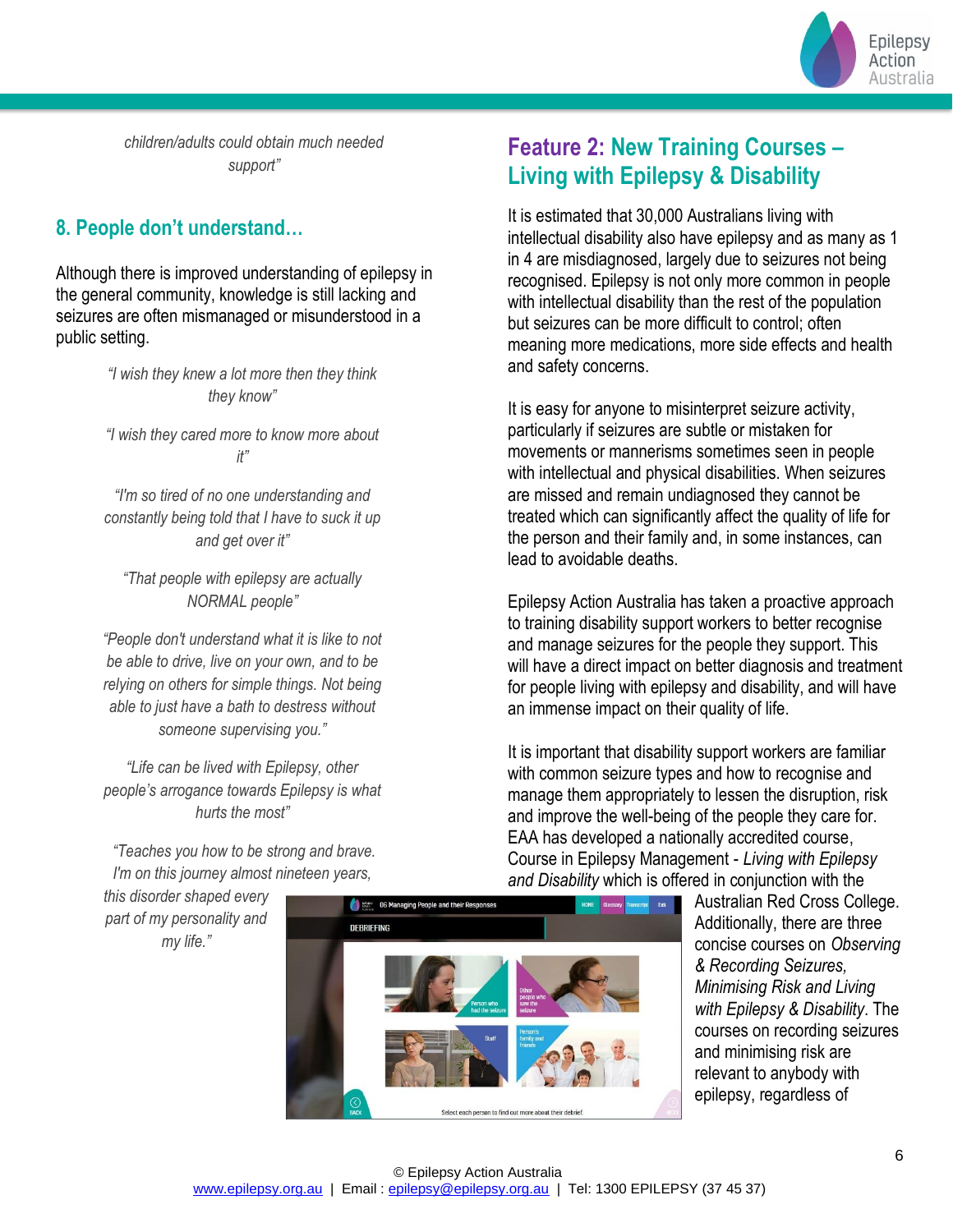*children/adults could obtain much needed support"*

## 8. People don't understand…

Although there is improved understanding of epilepsy in the general community, knowledge is still lacking and seizures are often mismanaged or misunderstood in a public setting.

*"I wish they knew a lot more then they think they know"*

*"I wish they cared more to know more about it"*

*"I'm so tired of no one understanding and constantly being told that I have to suck it up and get over it"*

*"That people with epilepsy are actually NORMAL people"*

*"People don't understand what it is like to not be able to drive, live on your own, and to be relying on others for simple things. Not being able to just have a bath to destress without someone supervising you."*

*"Life can be lived with Epilepsy, other people's arrogance towards Epilepsy is what hurts the most"*

*"Teaches you how to be strong and brave. I'm on this journey almost nineteen years, this disorder shaped every part of my personality and my life."*

## Feature 2: New Training Courses – Living with Epilepsy & Disability

It is estimated that 30,000 Australians living with intellectual disability also have epilepsy and as many as 1 in 4 are misdiagnosed, largely due to seizures not being recognised. Epilepsy is not only more common in people with intellectual disability than the rest of the population but seizures can be more difficult to control; often meaning more medications, more side effects and health and safety concerns.

It is easy for anyone to misinterpret seizure activity, particularly if seizures are subtle or mistaken for movements or mannerisms sometimes seen in people with intellectual and physical disabilities. When seizures are missed and remain undiagnosed they cannot be treated which can significantly affect the quality of life for the person and their family and, in some instances, can lead to avoidable deaths.

Epilepsy Action Australia has taken a proactive approach to training disability support workers to better recognise and manage seizures for the people they support. This will have a direct impact on better diagnosis and treatment for people living with epilepsy and disability, and will have an immense impact on their quality of life.

It is important that disability support workers are familiar with common seizure types and how to recognise and manage them appropriately to lessen the disruption, risk and improve the well-being of the people they care for. EAA has developed a nationally accredited course, Course in Epilepsy Management - *Living with Epilepsy and Disability* which is offered in conjunction with the Australian Red Cross College. Additionally, there are three concise courses on *Observing & Recording Seizures*, *Minimising Risk and Living with Epilepsy & Disability*. The courses on recording seizures and minimising risk are relevant to anybody with epilepsy, regardless of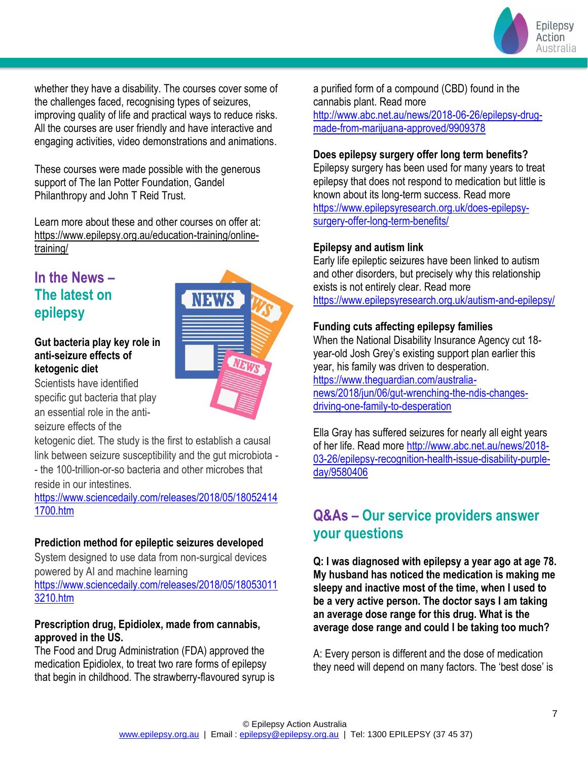whether they have a disability. The courses cover some of the challenges faced, recognising types of seizures, improving quality of life and practical ways to reduce risks. All the courses are user friendly and have interactive and engaging activities, video demonstrations and animations.

These courses were made possible with the generous support of The Ian Potter Foundation, Gandel Philanthropy and John T Reid Trust.

Learn more about these and other courses on offer at: https://www.epilepsy.org.au/education-training/online-training/

## In the News – The latest on epilepsy

**Gut bacteria play key role in anti-seizure effects of ketogenic diet**

Scientists have identified specific gut bacteria that play an essential role in the anti-seizure effects of the ketogenic diet. The study is the first to establish a causal link between seizure susceptibility and the gut microbiota -- the 100-trillion-or-so bacteria and other microbes that reside in our intestines.
https://www.sciencedaily.com/releases/2018/05/180524141700.htm

**Prediction method for epileptic seizures developed**

System designed to use data from non-surgical devices powered by AI and machine learning
https://www.sciencedaily.com/releases/2018/05/180530113210.htm

**Prescription drug, Epidiolex, made from cannabis, approved in the US.**

The Food and Drug Administration (FDA) approved the medication Epidiolex, to treat two rare forms of epilepsy that begin in childhood. The strawberry-flavoured syrup is a purified form of a compound (CBD) found in the cannabis plant. Read more http://www.abc.net.au/news/2018-06-26/epilepsy-drug-made-from-marijuana-approved/9909378

**Does epilepsy surgery offer long term benefits?**

Epilepsy surgery has been used for many years to treat epilepsy that does not respond to medication but little is known about its long-term success. Read more https://www.epilepsyresearch.org.uk/does-epilepsy-surgery-offer-long-term-benefits/

**Epilepsy and autism link**

Early life epileptic seizures have been linked to autism and other disorders, but precisely why this relationship exists is not entirely clear. Read more https://www.epilepsyresearch.org.uk/autism-and-epilepsy/

**Funding cuts affecting epilepsy families**

When the National Disability Insurance Agency cut 18-year-old Josh Grey's existing support plan earlier this year, his family was driven to desperation.
https://www.theguardian.com/australia-news/2018/jun/06/gut-wrenching-the-ndis-changes-driving-one-family-to-desperation

Ella Gray has suffered seizures for nearly all eight years of her life. Read more http://www.abc.net.au/news/2018-03-26/epilepsy-recognition-health-issue-disability-purple-day/9580406

## Q&As – Our service providers answer your questions

**Q: I was diagnosed with epilepsy a year ago at age 78. My husband has noticed the medication is making me sleepy and inactive most of the time, when I used to be a very active person. The doctor says I am taking an average dose range for this drug. What is the average dose range and could I be taking too much?**

A: Every person is different and the dose of medication they need will depend on many factors. The 'best dose' is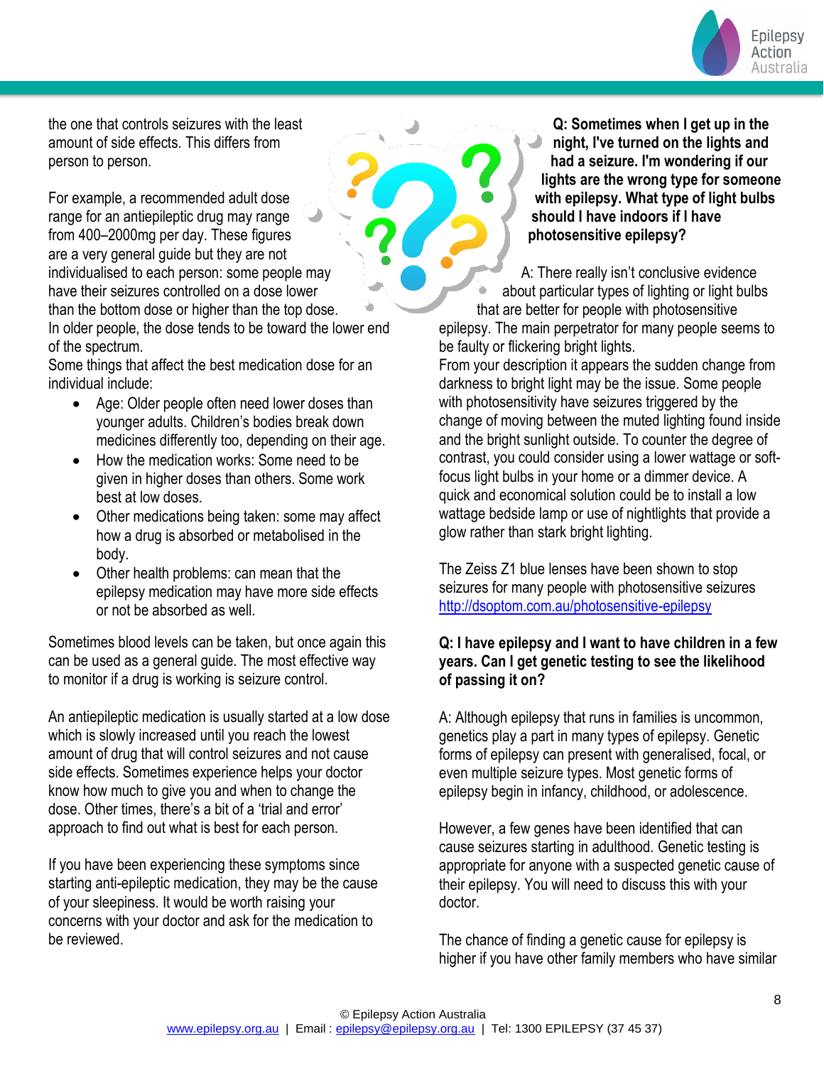the one that controls seizures with the least amount of side effects. This differs from person to person.

For example, a recommended adult dose range for an antiepileptic drug may range from 400–2000mg per day. These figures are a very general guide but they are not individualised to each person: some people may have their seizures controlled on a dose lower than the bottom dose or higher than the top dose. In older people, the dose tends to be toward the lower end of the spectrum.

Some things that affect the best medication dose for an individual include:

- Age: Older people often need lower doses than younger adults. Children's bodies break down medicines differently too, depending on their age.
- How the medication works: Some need to be given in higher doses than others. Some work best at low doses.
- Other medications being taken: some may affect how a drug is absorbed or metabolised in the body.
- Other health problems: can mean that the epilepsy medication may have more side effects or not be absorbed as well.

Sometimes blood levels can be taken, but once again this can be used as a general guide. The most effective way to monitor if a drug is working is seizure control.

An antiepileptic medication is usually started at a low dose which is slowly increased until you reach the lowest amount of drug that will control seizures and not cause side effects. Sometimes experience helps your doctor know how much to give you and when to change the dose. Other times, there's a bit of a 'trial and error' approach to find out what is best for each person.

If you have been experiencing these symptoms since starting anti-epileptic medication, they may be the cause of your sleepiness. It would be worth raising your concerns with your doctor and ask for the medication to be reviewed.

**Q: Sometimes when I get up in the night, I've turned on the lights and had a seizure. I'm wondering if our lights are the wrong type for someone with epilepsy. What type of light bulbs should I have indoors if I have photosensitive epilepsy?**

A: There really isn't conclusive evidence about particular types of lighting or light bulbs that are better for people with photosensitive epilepsy. The main perpetrator for many people seems to be faulty or flickering bright lights.

From your description it appears the sudden change from darkness to bright light may be the issue. Some people with photosensitivity have seizures triggered by the change of moving between the muted lighting found inside and the bright sunlight outside. To counter the degree of contrast, you could consider using a lower wattage or soft-focus light bulbs in your home or a dimmer device. A quick and economical solution could be to install a low wattage bedside lamp or use of nightlights that provide a glow rather than stark bright lighting.

The Zeiss Z1 blue lenses have been shown to stop seizures for many people with photosensitive seizures http://dsoptom.com.au/photosensitive-epilepsy

**Q: I have epilepsy and I want to have children in a few years. Can I get genetic testing to see the likelihood of passing it on?**

A: Although epilepsy that runs in families is uncommon, genetics play a part in many types of epilepsy. Genetic forms of epilepsy can present with generalised, focal, or even multiple seizure types. Most genetic forms of epilepsy begin in infancy, childhood, or adolescence.

However, a few genes have been identified that can cause seizures starting in adulthood. Genetic testing is appropriate for anyone with a suspected genetic cause of their epilepsy. You will need to discuss this with your doctor.

The chance of finding a genetic cause for epilepsy is higher if you have other family members who have similar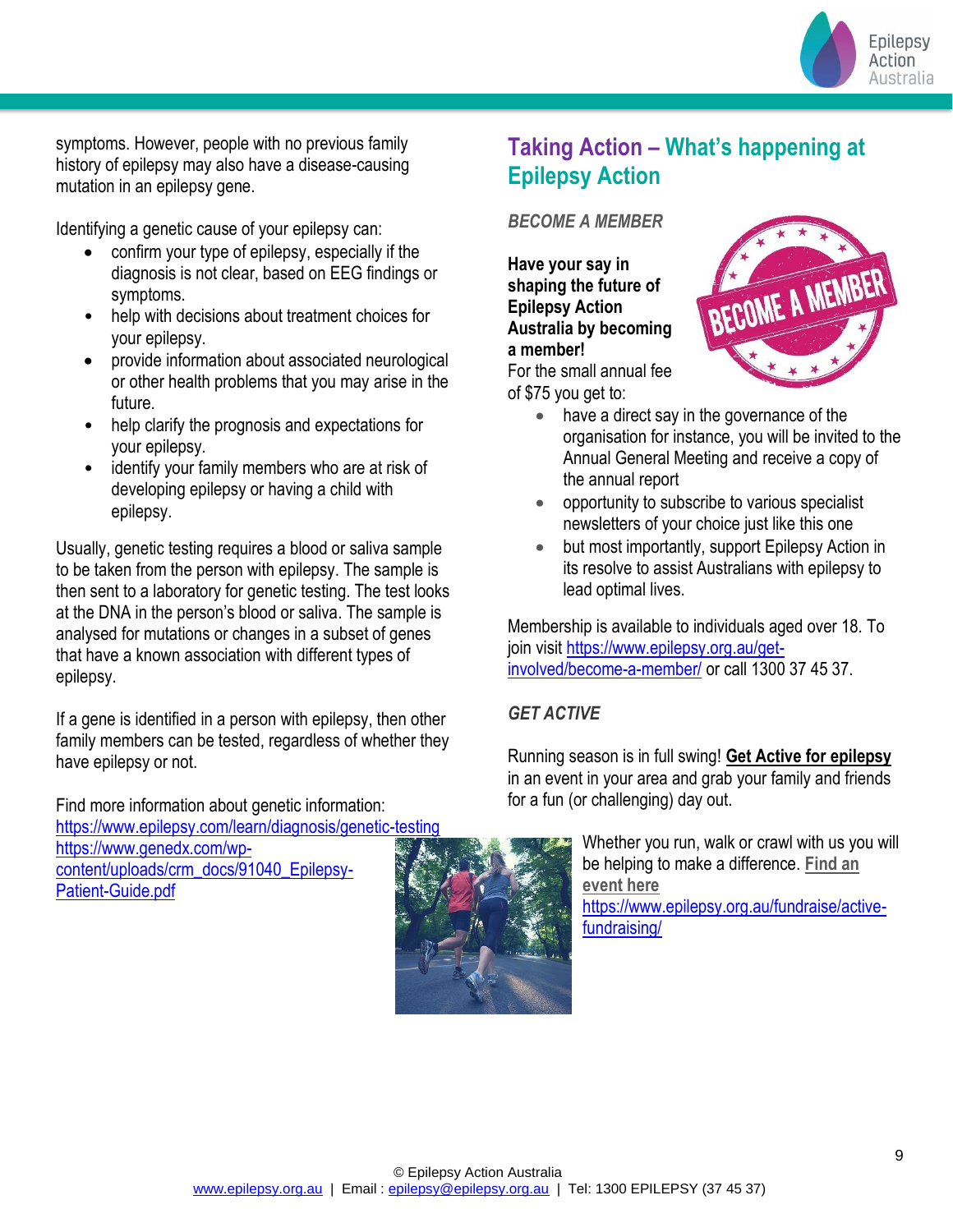symptoms. However, people with no previous family history of epilepsy may also have a disease-causing mutation in an epilepsy gene.

Identifying a genetic cause of your epilepsy can:

- confirm your type of epilepsy, especially if the diagnosis is not clear, based on EEG findings or symptoms.
- help with decisions about treatment choices for your epilepsy.
- provide information about associated neurological or other health problems that you may arise in the future.
- help clarify the prognosis and expectations for your epilepsy.
- identify your family members who are at risk of developing epilepsy or having a child with epilepsy.

Usually, genetic testing requires a blood or saliva sample to be taken from the person with epilepsy. The sample is then sent to a laboratory for genetic testing. The test looks at the DNA in the person's blood or saliva. The sample is analysed for mutations or changes in a subset of genes that have a known association with different types of epilepsy.

If a gene is identified in a person with epilepsy, then other family members can be tested, regardless of whether they have epilepsy or not.

Find more information about genetic information:
https://www.epilepsy.com/learn/diagnosis/genetic-testing
https://www.genedx.com/wp-content/uploads/crm_docs/91040_Epilepsy-Patient-Guide.pdf

## Taking Action – What's happening at Epilepsy Action

*BECOME A MEMBER*

**Have your say in shaping the future of Epilepsy Action Australia by becoming a member!**

For the small annual fee of $75 you get to:

- have a direct say in the governance of the organisation for instance, you will be invited to the Annual General Meeting and receive a copy of the annual report
- opportunity to subscribe to various specialist newsletters of your choice just like this one
- but most importantly, support Epilepsy Action in its resolve to assist Australians with epilepsy to lead optimal lives.

Membership is available to individuals aged over 18. To join visit https://www.epilepsy.org.au/get-involved/become-a-member/ or call 1300 37 45 37.

*GET ACTIVE*

Running season is in full swing! **Get Active for epilepsy** in an event in your area and grab your family and friends for a fun (or challenging) day out.

Whether you run, walk or crawl with us you will be helping to make a difference. **Find an event here** https://www.epilepsy.org.au/fundraise/active-fundraising/

© Epilepsy Action Australia
www.epilepsy.org.au | Email : epilepsy@epilepsy.org.au | Tel: 1300 EPILEPSY (37 45 37)